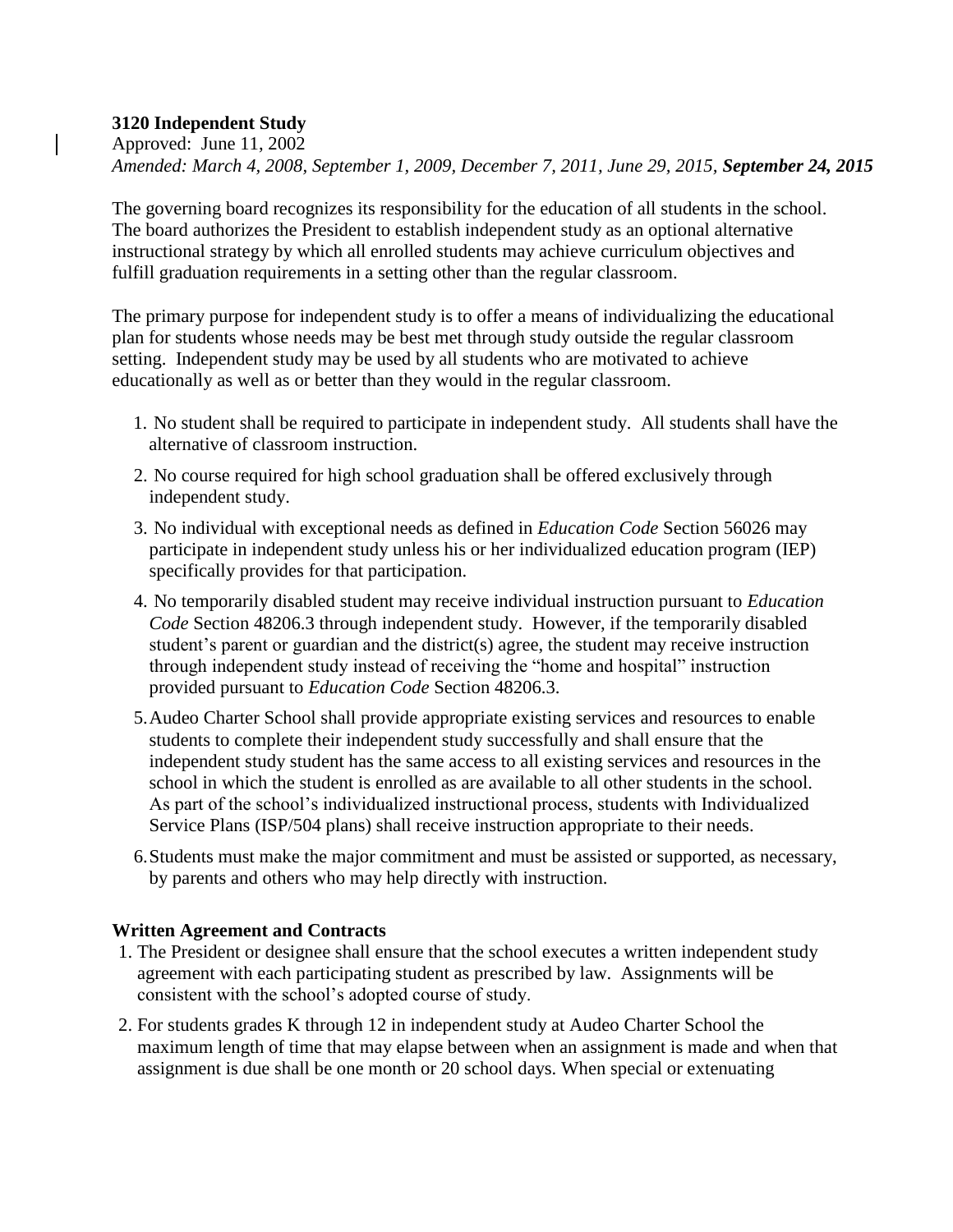**3120 Independent Study**

Approved: June 11, 2002

*Amended: March 4, 2008, September 1, 2009, December 7, 2011, June 29, 2015,* ***September 24, 2015***

The governing board recognizes its responsibility for the education of all students in the school. The board authorizes the President to establish independent study as an optional alternative instructional strategy by which all enrolled students may achieve curriculum objectives and fulfill graduation requirements in a setting other than the regular classroom.

The primary purpose for independent study is to offer a means of individualizing the educational plan for students whose needs may be best met through study outside the regular classroom setting. Independent study may be used by all students who are motivated to achieve educationally as well as or better than they would in the regular classroom.

1. No student shall be required to participate in independent study. All students shall have the alternative of classroom instruction.
2. No course required for high school graduation shall be offered exclusively through independent study.
3. No individual with exceptional needs as defined in *Education Code* Section 56026 may participate in independent study unless his or her individualized education program (IEP) specifically provides for that participation.
4. No temporarily disabled student may receive individual instruction pursuant to *Education Code* Section 48206.3 through independent study. However, if the temporarily disabled student's parent or guardian and the district(s) agree, the student may receive instruction through independent study instead of receiving the "home and hospital" instruction provided pursuant to *Education Code* Section 48206.3.
5. Audeo Charter School shall provide appropriate existing services and resources to enable students to complete their independent study successfully and shall ensure that the independent study student has the same access to all existing services and resources in the school in which the student is enrolled as are available to all other students in the school. As part of the school's individualized instructional process, students with Individualized Service Plans (ISP/504 plans) shall receive instruction appropriate to their needs.
6. Students must make the major commitment and must be assisted or supported, as necessary, by parents and others who may help directly with instruction.

**Written Agreement and Contracts**

1. The President or designee shall ensure that the school executes a written independent study agreement with each participating student as prescribed by law. Assignments will be consistent with the school's adopted course of study.
2. For students grades K through 12 in independent study at Audeo Charter School the maximum length of time that may elapse between when an assignment is made and when that assignment is due shall be one month or 20 school days. When special or extenuating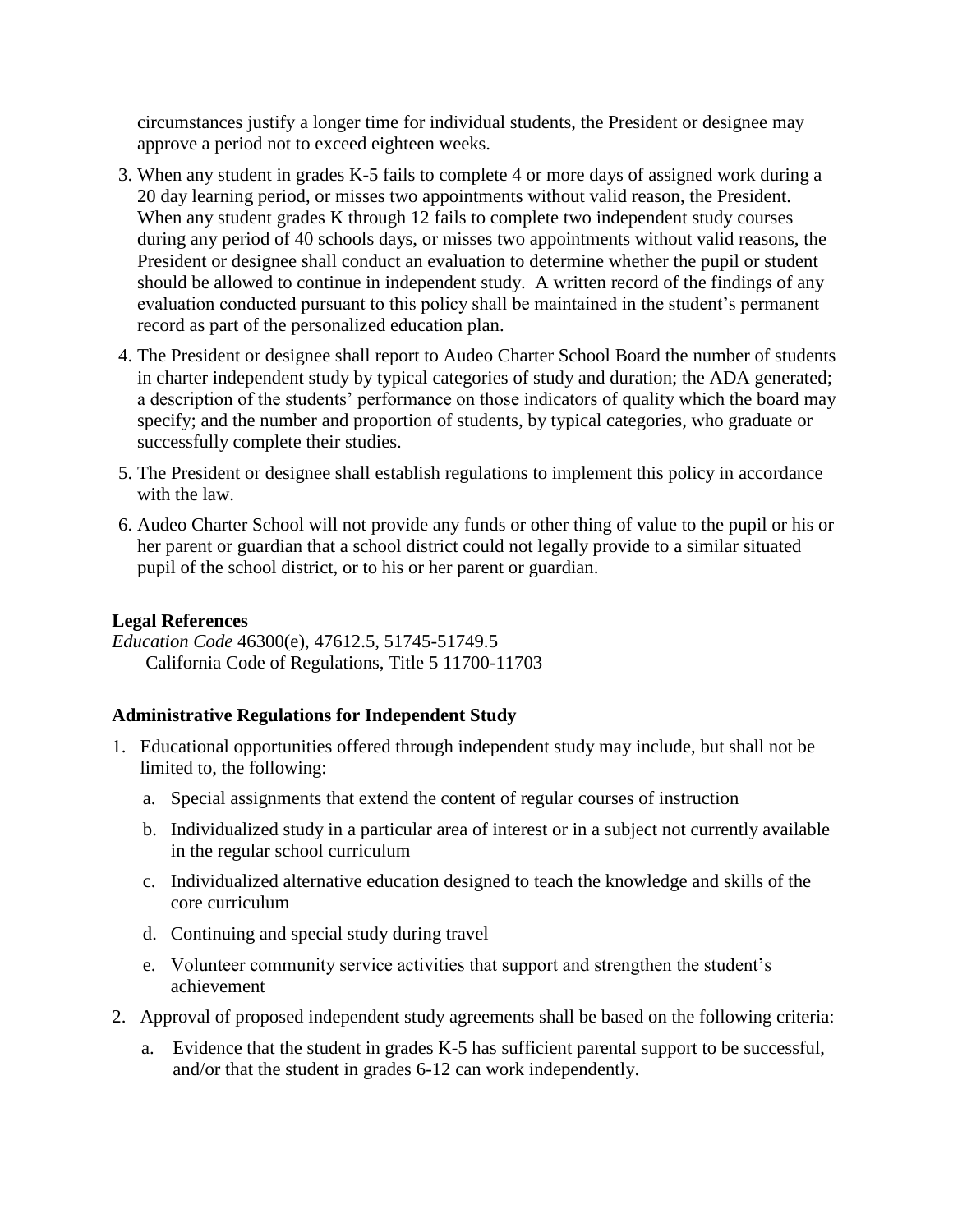circumstances justify a longer time for individual students, the President or designee may approve a period not to exceed eighteen weeks.

3. When any student in grades K-5 fails to complete 4 or more days of assigned work during a 20 day learning period, or misses two appointments without valid reason, the President. When any student grades K through 12 fails to complete two independent study courses during any period of 40 schools days, or misses two appointments without valid reasons, the President or designee shall conduct an evaluation to determine whether the pupil or student should be allowed to continue in independent study. A written record of the findings of any evaluation conducted pursuant to this policy shall be maintained in the student's permanent record as part of the personalized education plan.
4. The President or designee shall report to Audeo Charter School Board the number of students in charter independent study by typical categories of study and duration; the ADA generated; a description of the students' performance on those indicators of quality which the board may specify; and the number and proportion of students, by typical categories, who graduate or successfully complete their studies.
5. The President or designee shall establish regulations to implement this policy in accordance with the law.
6. Audeo Charter School will not provide any funds or other thing of value to the pupil or his or her parent or guardian that a school district could not legally provide to a similar situated pupil of the school district, or to his or her parent or guardian.

**Legal References**

*Education Code* 46300(e), 47612.5, 51745-51749.5
California Code of Regulations, Title 5 11700-11703

**Administrative Regulations for Independent Study**

1. Educational opportunities offered through independent study may include, but shall not be limited to, the following:
   a. Special assignments that extend the content of regular courses of instruction
   b. Individualized study in a particular area of interest or in a subject not currently available in the regular school curriculum
   c. Individualized alternative education designed to teach the knowledge and skills of the core curriculum
   d. Continuing and special study during travel
   e. Volunteer community service activities that support and strengthen the student's achievement
2. Approval of proposed independent study agreements shall be based on the following criteria:
   a. Evidence that the student in grades K-5 has sufficient parental support to be successful, and/or that the student in grades 6-12 can work independently.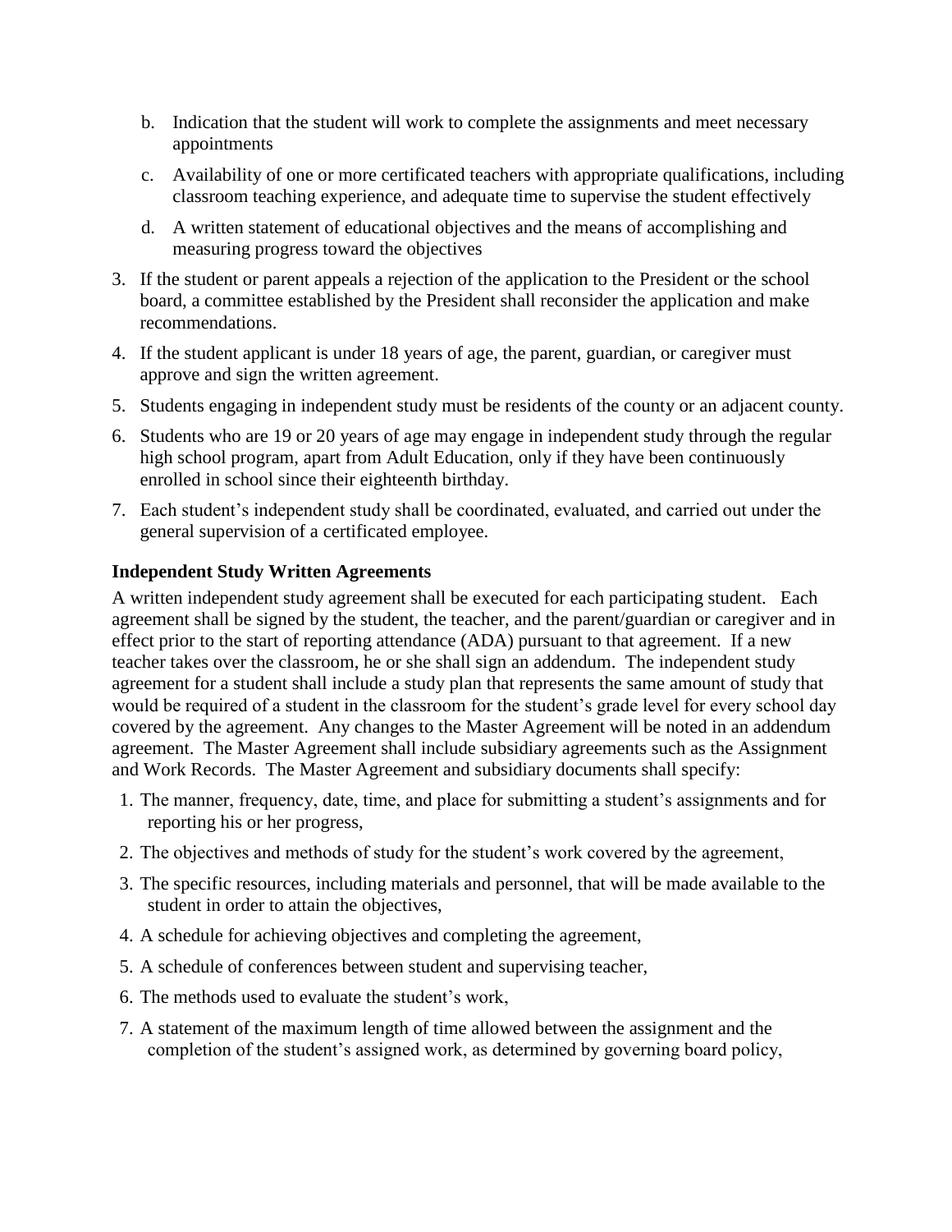b. Indication that the student will work to complete the assignments and meet necessary appointments

c. Availability of one or more certificated teachers with appropriate qualifications, including classroom teaching experience, and adequate time to supervise the student effectively

d. A written statement of educational objectives and the means of accomplishing and measuring progress toward the objectives

3. If the student or parent appeals a rejection of the application to the President or the school board, a committee established by the President shall reconsider the application and make recommendations.
4. If the student applicant is under 18 years of age, the parent, guardian, or caregiver must approve and sign the written agreement.
5. Students engaging in independent study must be residents of the county or an adjacent county.
6. Students who are 19 or 20 years of age may engage in independent study through the regular high school program, apart from Adult Education, only if they have been continuously enrolled in school since their eighteenth birthday.
7. Each student's independent study shall be coordinated, evaluated, and carried out under the general supervision of a certificated employee.

**Independent Study Written Agreements**

A written independent study agreement shall be executed for each participating student. Each agreement shall be signed by the student, the teacher, and the parent/guardian or caregiver and in effect prior to the start of reporting attendance (ADA) pursuant to that agreement. If a new teacher takes over the classroom, he or she shall sign an addendum. The independent study agreement for a student shall include a study plan that represents the same amount of study that would be required of a student in the classroom for the student's grade level for every school day covered by the agreement. Any changes to the Master Agreement will be noted in an addendum agreement. The Master Agreement shall include subsidiary agreements such as the Assignment and Work Records. The Master Agreement and subsidiary documents shall specify:

1. The manner, frequency, date, time, and place for submitting a student's assignments and for reporting his or her progress,
2. The objectives and methods of study for the student's work covered by the agreement,
3. The specific resources, including materials and personnel, that will be made available to the student in order to attain the objectives,
4. A schedule for achieving objectives and completing the agreement,
5. A schedule of conferences between student and supervising teacher,
6. The methods used to evaluate the student's work,
7. A statement of the maximum length of time allowed between the assignment and the completion of the student's assigned work, as determined by governing board policy,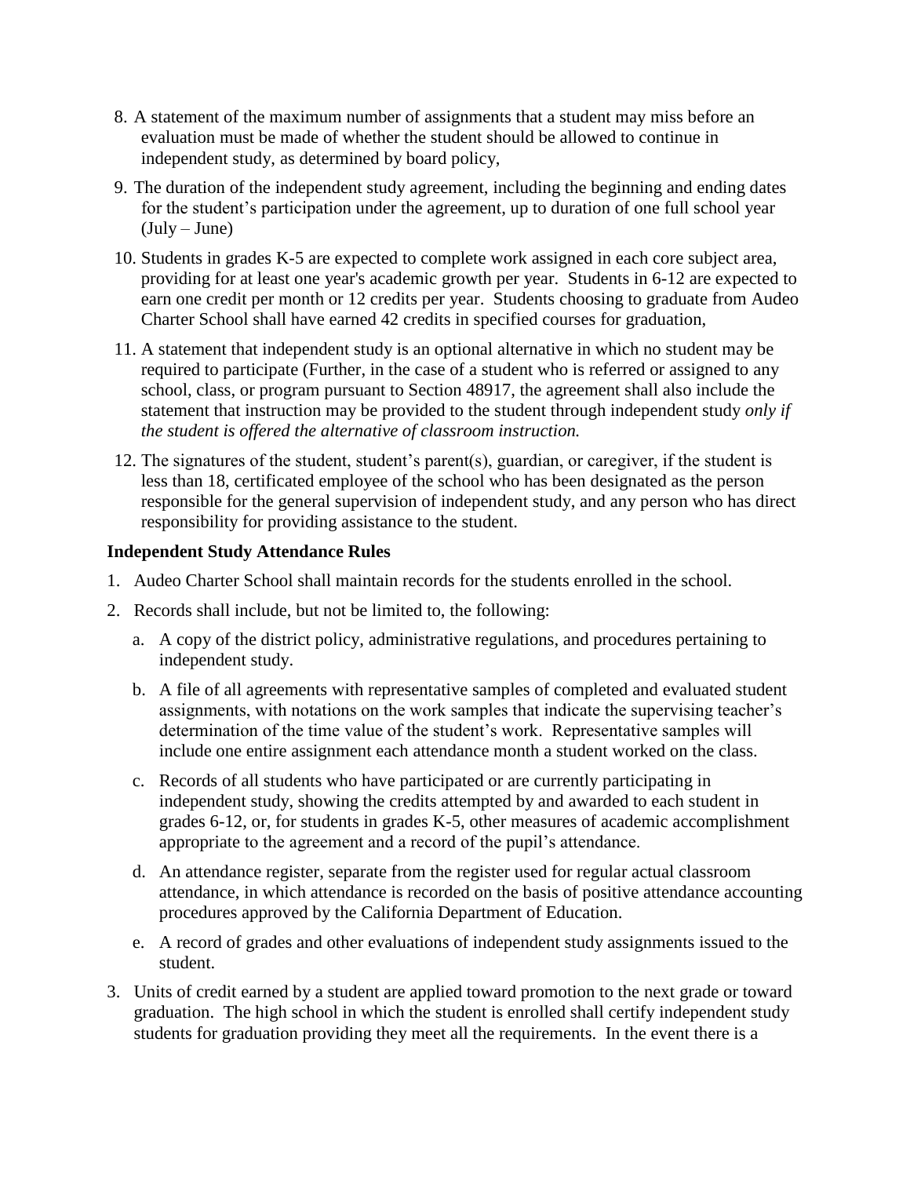8. A statement of the maximum number of assignments that a student may miss before an evaluation must be made of whether the student should be allowed to continue in independent study, as determined by board policy,
9. The duration of the independent study agreement, including the beginning and ending dates for the student's participation under the agreement, up to duration of one full school year (July – June)
10. Students in grades K-5 are expected to complete work assigned in each core subject area, providing for at least one year's academic growth per year. Students in 6-12 are expected to earn one credit per month or 12 credits per year. Students choosing to graduate from Audeo Charter School shall have earned 42 credits in specified courses for graduation,
11. A statement that independent study is an optional alternative in which no student may be required to participate (Further, in the case of a student who is referred or assigned to any school, class, or program pursuant to Section 48917, the agreement shall also include the statement that instruction may be provided to the student through independent study *only if the student is offered the alternative of classroom instruction.*
12. The signatures of the student, student's parent(s), guardian, or caregiver, if the student is less than 18, certificated employee of the school who has been designated as the person responsible for the general supervision of independent study, and any person who has direct responsibility for providing assistance to the student.

**Independent Study Attendance Rules**

1. Audeo Charter School shall maintain records for the students enrolled in the school.
2. Records shall include, but not be limited to, the following:
   a. A copy of the district policy, administrative regulations, and procedures pertaining to independent study.
   b. A file of all agreements with representative samples of completed and evaluated student assignments, with notations on the work samples that indicate the supervising teacher's determination of the time value of the student's work. Representative samples will include one entire assignment each attendance month a student worked on the class.
   c. Records of all students who have participated or are currently participating in independent study, showing the credits attempted by and awarded to each student in grades 6-12, or, for students in grades K-5, other measures of academic accomplishment appropriate to the agreement and a record of the pupil's attendance.
   d. An attendance register, separate from the register used for regular actual classroom attendance, in which attendance is recorded on the basis of positive attendance accounting procedures approved by the California Department of Education.
   e. A record of grades and other evaluations of independent study assignments issued to the student.
3. Units of credit earned by a student are applied toward promotion to the next grade or toward graduation. The high school in which the student is enrolled shall certify independent study students for graduation providing they meet all the requirements. In the event there is a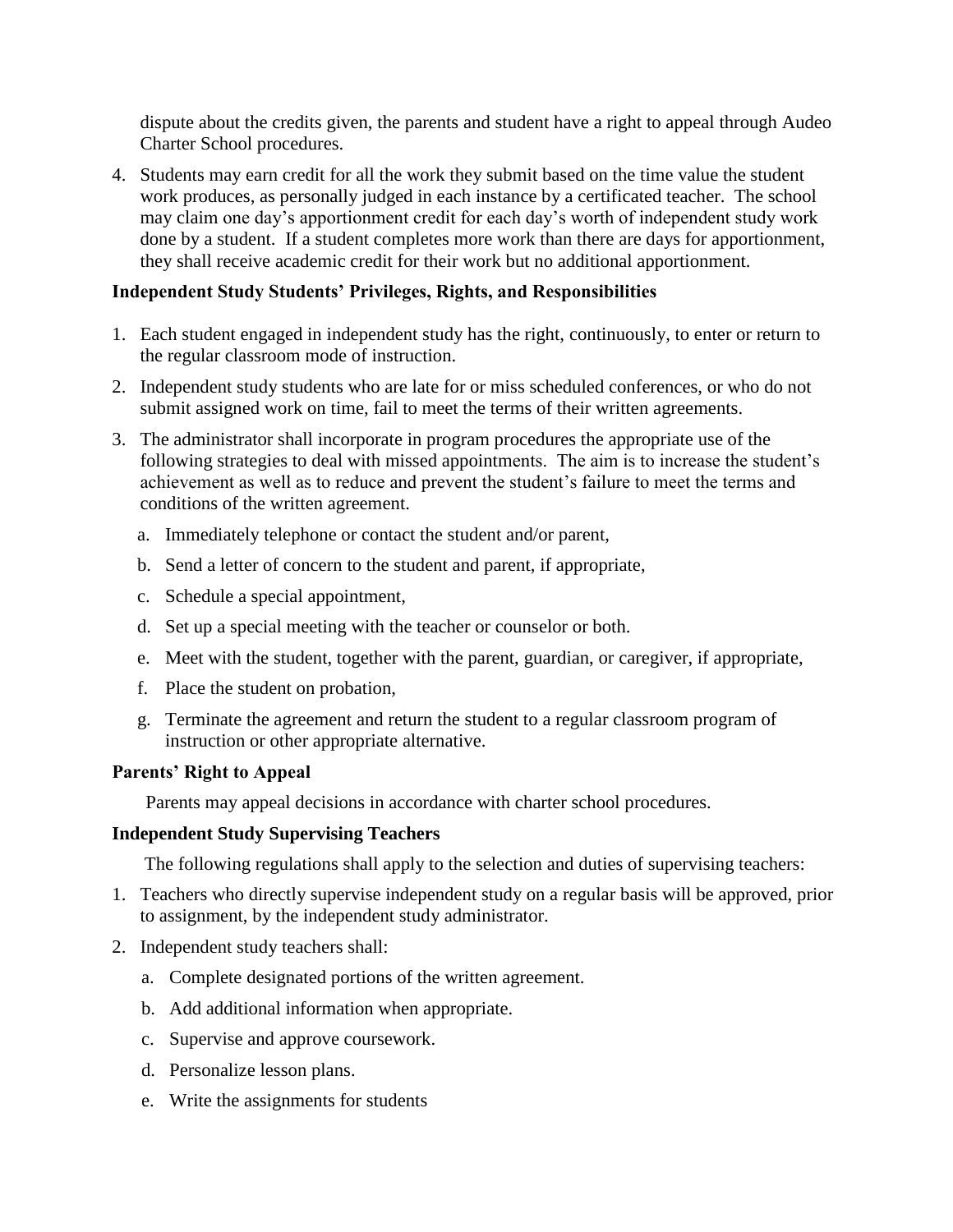dispute about the credits given, the parents and student have a right to appeal through Audeo Charter School procedures.

4. Students may earn credit for all the work they submit based on the time value the student work produces, as personally judged in each instance by a certificated teacher. The school may claim one day's apportionment credit for each day's worth of independent study work done by a student. If a student completes more work than there are days for apportionment, they shall receive academic credit for their work but no additional apportionment.

**Independent Study Students' Privileges, Rights, and Responsibilities**

1. Each student engaged in independent study has the right, continuously, to enter or return to the regular classroom mode of instruction.
2. Independent study students who are late for or miss scheduled conferences, or who do not submit assigned work on time, fail to meet the terms of their written agreements.
3. The administrator shall incorporate in program procedures the appropriate use of the following strategies to deal with missed appointments. The aim is to increase the student's achievement as well as to reduce and prevent the student's failure to meet the terms and conditions of the written agreement.
   a. Immediately telephone or contact the student and/or parent,
   b. Send a letter of concern to the student and parent, if appropriate,
   c. Schedule a special appointment,
   d. Set up a special meeting with the teacher or counselor or both.
   e. Meet with the student, together with the parent, guardian, or caregiver, if appropriate,
   f. Place the student on probation,
   g. Terminate the agreement and return the student to a regular classroom program of instruction or other appropriate alternative.

**Parents' Right to Appeal**

Parents may appeal decisions in accordance with charter school procedures.

**Independent Study Supervising Teachers**

The following regulations shall apply to the selection and duties of supervising teachers:

1. Teachers who directly supervise independent study on a regular basis will be approved, prior to assignment, by the independent study administrator.
2. Independent study teachers shall:
   a. Complete designated portions of the written agreement.
   b. Add additional information when appropriate.
   c. Supervise and approve coursework.
   d. Personalize lesson plans.
   e. Write the assignments for students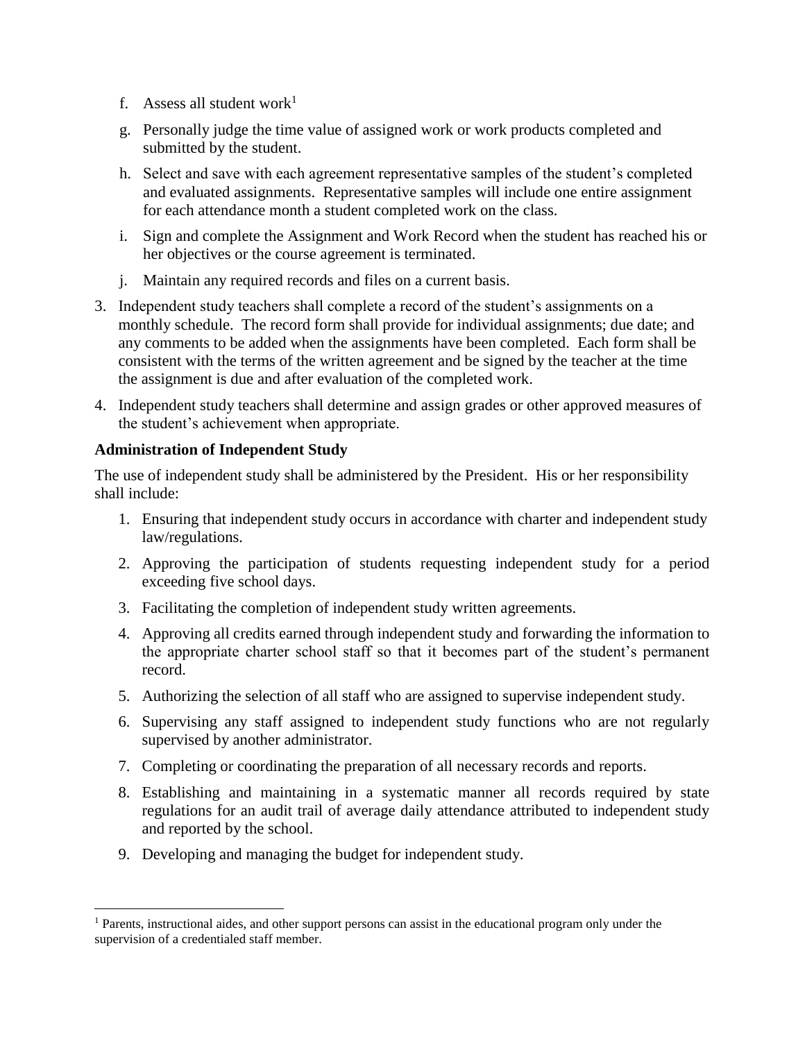f. Assess all student work[1]

g. Personally judge the time value of assigned work or work products completed and submitted by the student.

h. Select and save with each agreement representative samples of the student's completed and evaluated assignments. Representative samples will include one entire assignment for each attendance month a student completed work on the class.

i. Sign and complete the Assignment and Work Record when the student has reached his or her objectives or the course agreement is terminated.

j. Maintain any required records and files on a current basis.

3. Independent study teachers shall complete a record of the student's assignments on a monthly schedule. The record form shall provide for individual assignments; due date; and any comments to be added when the assignments have been completed. Each form shall be consistent with the terms of the written agreement and be signed by the teacher at the time the assignment is due and after evaluation of the completed work.

4. Independent study teachers shall determine and assign grades or other approved measures of the student's achievement when appropriate.

**Administration of Independent Study**

The use of independent study shall be administered by the President. His or her responsibility shall include:

1. Ensuring that independent study occurs in accordance with charter and independent study law/regulations.
2. Approving the participation of students requesting independent study for a period exceeding five school days.
3. Facilitating the completion of independent study written agreements.
4. Approving all credits earned through independent study and forwarding the information to the appropriate charter school staff so that it becomes part of the student's permanent record.
5. Authorizing the selection of all staff who are assigned to supervise independent study.
6. Supervising any staff assigned to independent study functions who are not regularly supervised by another administrator.
7. Completing or coordinating the preparation of all necessary records and reports.
8. Establishing and maintaining in a systematic manner all records required by state regulations for an audit trail of average daily attendance attributed to independent study and reported by the school.
9. Developing and managing the budget for independent study.

[1] Parents, instructional aides, and other support persons can assist in the educational program only under the supervision of a credentialed staff member.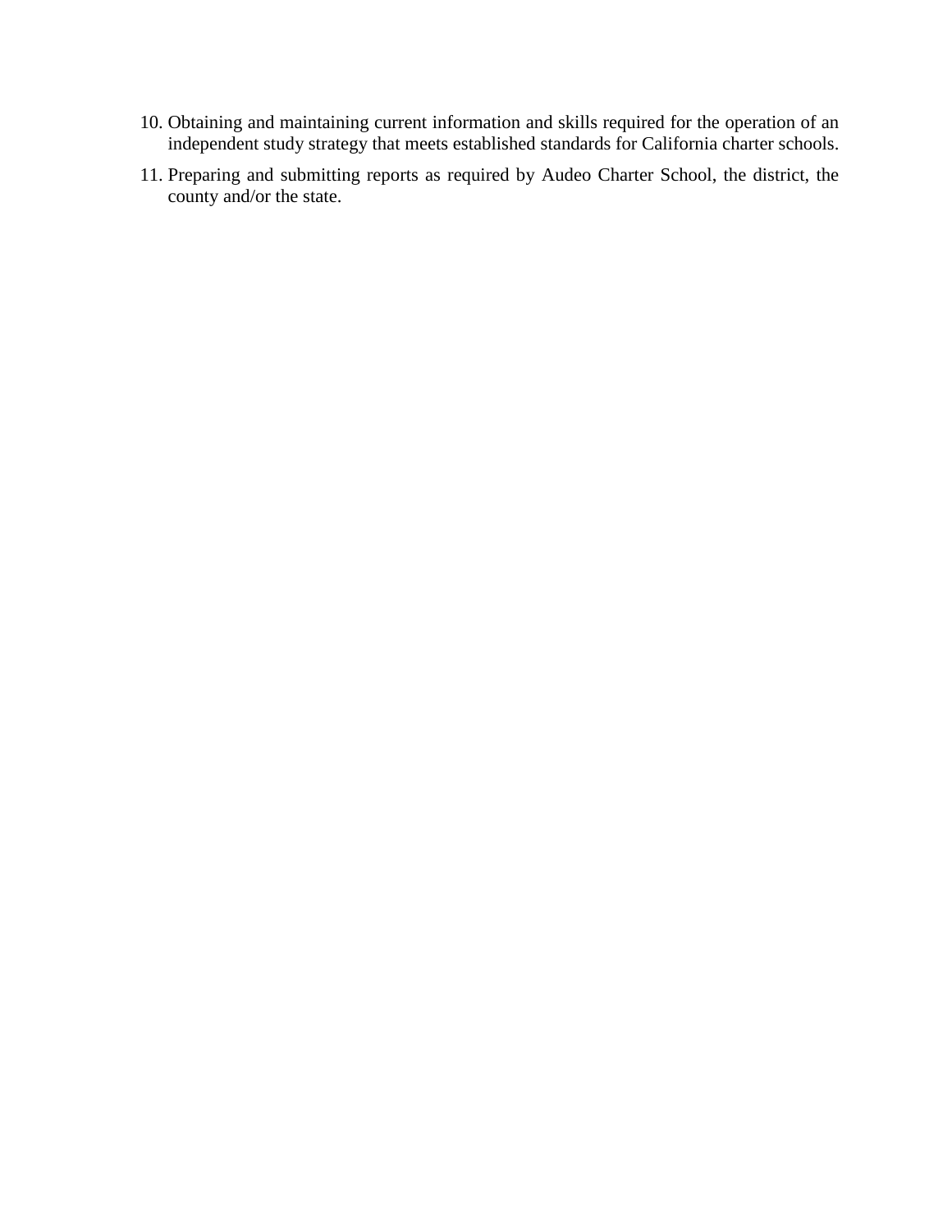10. Obtaining and maintaining current information and skills required for the operation of an independent study strategy that meets established standards for California charter schools.
11. Preparing and submitting reports as required by Audeo Charter School, the district, the county and/or the state.